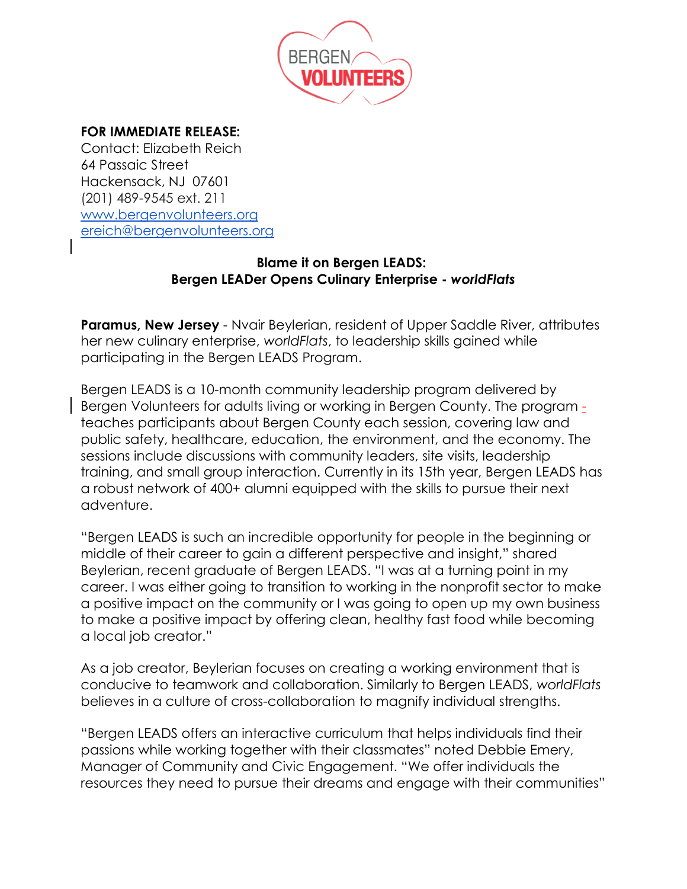**FOR IMMEDIATE RELEASE:**
Contact: Elizabeth Reich
64 Passaic Street
Hackensack, NJ 07601
(201) 489-9545 ext. 211
[www.bergenvolunteers.org](http://www.bergenvolunteers.org)
[ereich@bergenvolunteers.org](mailto:ereich@bergenvolunteers.org)

**Blame it on Bergen LEADS:**
**Bergen LEADer Opens Culinary Enterprise -** ***worldFlats***

**Paramus, New Jersey** - Nvair Beylerian, resident of Upper Saddle River, attributes her new culinary enterprise, *worldFlats*, to leadership skills gained while participating in the Bergen LEADS Program.

Bergen LEADS is a 10-month community leadership program delivered by Bergen Volunteers for adults living or working in Bergen County. The program - teaches participants about Bergen County each session, covering law and public safety, healthcare, education, the environment, and the economy. The sessions include discussions with community leaders, site visits, leadership training, and small group interaction. Currently in its 15th year, Bergen LEADS has a robust network of 400+ alumni equipped with the skills to pursue their next adventure.

"Bergen LEADS is such an incredible opportunity for people in the beginning or middle of their career to gain a different perspective and insight," shared Beylerian, recent graduate of Bergen LEADS. "I was at a turning point in my career. I was either going to transition to working in the nonprofit sector to make a positive impact on the community or I was going to open up my own business to make a positive impact by offering clean, healthy fast food while becoming a local job creator."

As a job creator, Beylerian focuses on creating a working environment that is conducive to teamwork and collaboration. Similarly to Bergen LEADS, *worldFlats* believes in a culture of cross-collaboration to magnify individual strengths.

"Bergen LEADS offers an interactive curriculum that helps individuals find their passions while working together with their classmates" noted Debbie Emery, Manager of Community and Civic Engagement. "We offer individuals the resources they need to pursue their dreams and engage with their communities"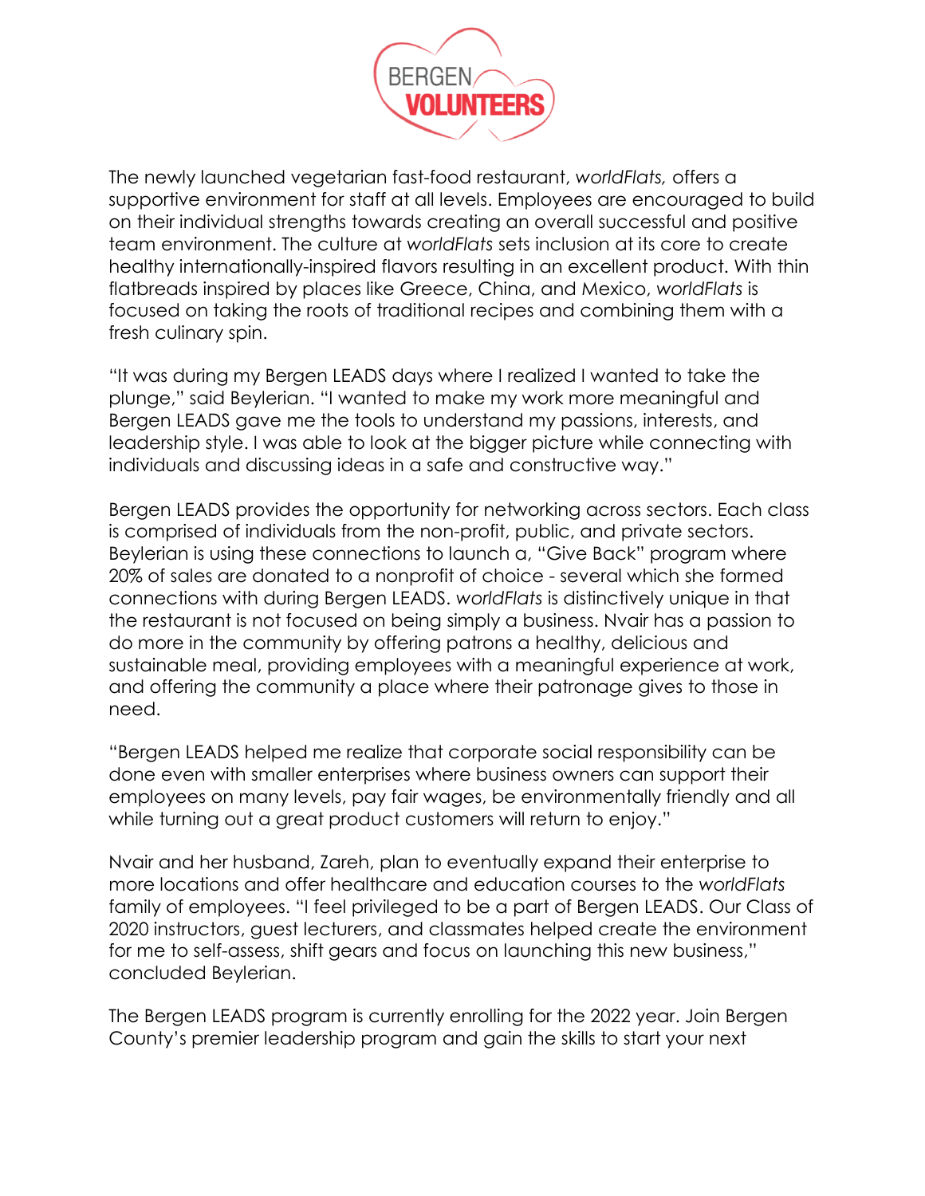The newly launched vegetarian fast-food restaurant, *worldFlats,* offers a supportive environment for staff at all levels. Employees are encouraged to build on their individual strengths towards creating an overall successful and positive team environment. The culture at *worldFlats* sets inclusion at its core to create healthy internationally-inspired flavors resulting in an excellent product. With thin flatbreads inspired by places like Greece, China, and Mexico, *worldFlats* is focused on taking the roots of traditional recipes and combining them with a fresh culinary spin.

"It was during my Bergen LEADS days where I realized I wanted to take the plunge," said Beylerian. "I wanted to make my work more meaningful and Bergen LEADS gave me the tools to understand my passions, interests, and leadership style. I was able to look at the bigger picture while connecting with individuals and discussing ideas in a safe and constructive way."

Bergen LEADS provides the opportunity for networking across sectors. Each class is comprised of individuals from the non-profit, public, and private sectors. Beylerian is using these connections to launch a, "Give Back" program where 20% of sales are donated to a nonprofit of choice - several which she formed connections with during Bergen LEADS. *worldFlats* is distinctively unique in that the restaurant is not focused on being simply a business. Nvair has a passion to do more in the community by offering patrons a healthy, delicious and sustainable meal, providing employees with a meaningful experience at work, and offering the community a place where their patronage gives to those in need.

"Bergen LEADS helped me realize that corporate social responsibility can be done even with smaller enterprises where business owners can support their employees on many levels, pay fair wages, be environmentally friendly and all while turning out a great product customers will return to enjoy."

Nvair and her husband, Zareh, plan to eventually expand their enterprise to more locations and offer healthcare and education courses to the *worldFlats* family of employees. "I feel privileged to be a part of Bergen LEADS. Our Class of 2020 instructors, guest lecturers, and classmates helped create the environment for me to self-assess, shift gears and focus on launching this new business," concluded Beylerian.

The Bergen LEADS program is currently enrolling for the 2022 year. Join Bergen County's premier leadership program and gain the skills to start your next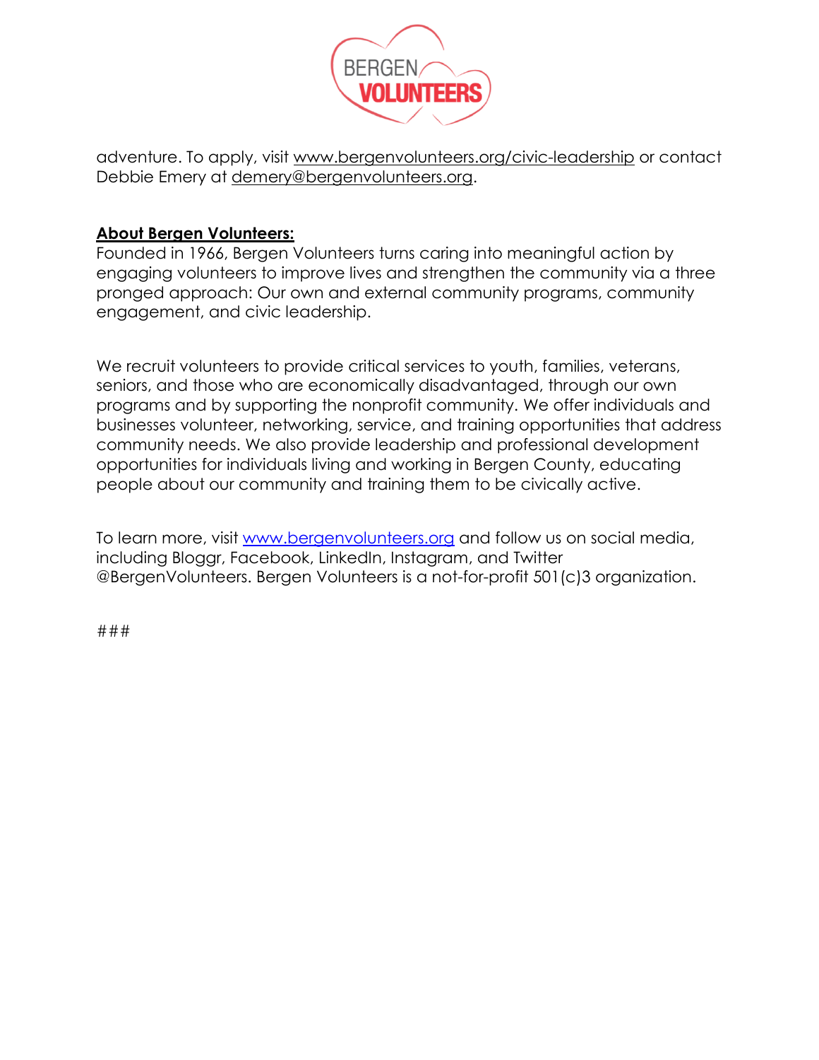adventure. To apply, visit www.bergenvolunteers.org/civic-leadership or contact Debbie Emery at demery@bergenvolunteers.org.

**About Bergen Volunteers:**

Founded in 1966, Bergen Volunteers turns caring into meaningful action by engaging volunteers to improve lives and strengthen the community via a three pronged approach: Our own and external community programs, community engagement, and civic leadership.

We recruit volunteers to provide critical services to youth, families, veterans, seniors, and those who are economically disadvantaged, through our own programs and by supporting the nonprofit community. We offer individuals and businesses volunteer, networking, service, and training opportunities that address community needs. We also provide leadership and professional development opportunities for individuals living and working in Bergen County, educating people about our community and training them to be civically active.

To learn more, visit www.bergenvolunteers.org and follow us on social media, including Bloggr, Facebook, LinkedIn, Instagram, and Twitter @BergenVolunteers. Bergen Volunteers is a not-for-profit 501(c)3 organization.

###